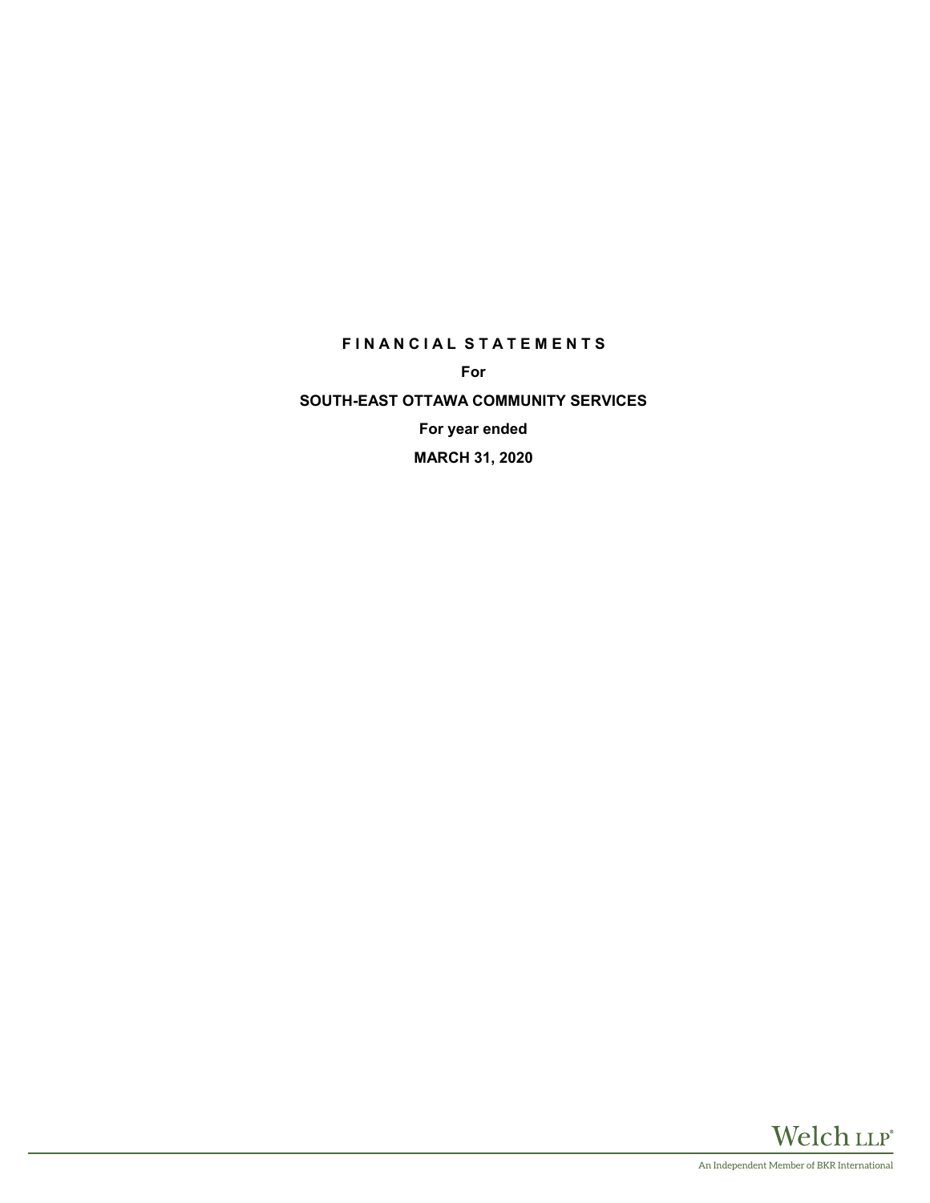# F I N A N C I A L   S T A T E M E N T S

**For**

**SOUTH-EAST OTTAWA COMMUNITY SERVICES**

**For year ended**

**MARCH 31, 2020**

Welch LLP®

An Independent Member of BKR International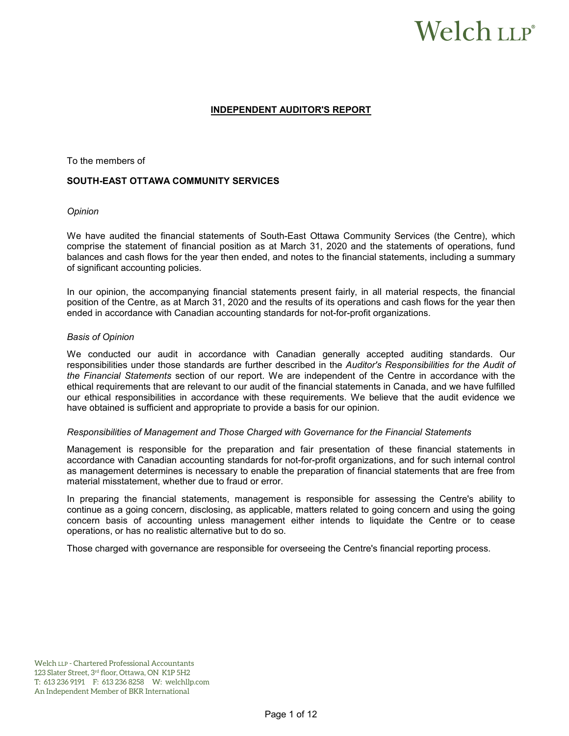# INDEPENDENT AUDITOR'S REPORT

To the members of

**SOUTH-EAST OTTAWA COMMUNITY SERVICES**

*Opinion*

We have audited the financial statements of South-East Ottawa Community Services (the Centre), which comprise the statement of financial position as at March 31, 2020 and the statements of operations, fund balances and cash flows for the year then ended, and notes to the financial statements, including a summary of significant accounting policies.

In our opinion, the accompanying financial statements present fairly, in all material respects, the financial position of the Centre, as at March 31, 2020 and the results of its operations and cash flows for the year then ended in accordance with Canadian accounting standards for not-for-profit organizations.

*Basis of Opinion*

We conducted our audit in accordance with Canadian generally accepted auditing standards. Our responsibilities under those standards are further described in the *Auditor's Responsibilities for the Audit of the Financial Statements* section of our report. We are independent of the Centre in accordance with the ethical requirements that are relevant to our audit of the financial statements in Canada, and we have fulfilled our ethical responsibilities in accordance with these requirements. We believe that the audit evidence we have obtained is sufficient and appropriate to provide a basis for our opinion.

*Responsibilities of Management and Those Charged with Governance for the Financial Statements*

Management is responsible for the preparation and fair presentation of these financial statements in accordance with Canadian accounting standards for not-for-profit organizations, and for such internal control as management determines is necessary to enable the preparation of financial statements that are free from material misstatement, whether due to fraud or error.

In preparing the financial statements, management is responsible for assessing the Centre's ability to continue as a going concern, disclosing, as applicable, matters related to going concern and using the going concern basis of accounting unless management either intends to liquidate the Centre or to cease operations, or has no realistic alternative but to do so.

Those charged with governance are responsible for overseeing the Centre's financial reporting process.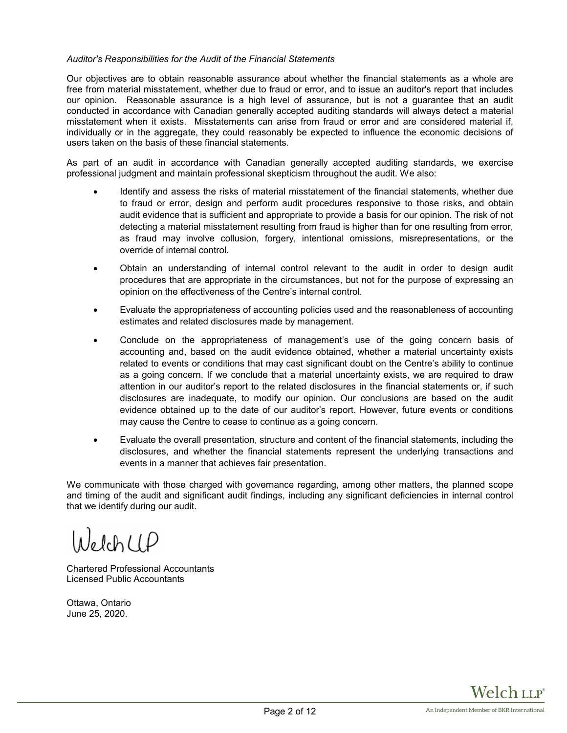*Auditor's Responsibilities for the Audit of the Financial Statements*

Our objectives are to obtain reasonable assurance about whether the financial statements as a whole are free from material misstatement, whether due to fraud or error, and to issue an auditor's report that includes our opinion. Reasonable assurance is a high level of assurance, but is not a guarantee that an audit conducted in accordance with Canadian generally accepted auditing standards will always detect a material misstatement when it exists. Misstatements can arise from fraud or error and are considered material if, individually or in the aggregate, they could reasonably be expected to influence the economic decisions of users taken on the basis of these financial statements.

As part of an audit in accordance with Canadian generally accepted auditing standards, we exercise professional judgment and maintain professional skepticism throughout the audit. We also:

- Identify and assess the risks of material misstatement of the financial statements, whether due to fraud or error, design and perform audit procedures responsive to those risks, and obtain audit evidence that is sufficient and appropriate to provide a basis for our opinion. The risk of not detecting a material misstatement resulting from fraud is higher than for one resulting from error, as fraud may involve collusion, forgery, intentional omissions, misrepresentations, or the override of internal control.

- Obtain an understanding of internal control relevant to the audit in order to design audit procedures that are appropriate in the circumstances, but not for the purpose of expressing an opinion on the effectiveness of the Centre's internal control.

- Evaluate the appropriateness of accounting policies used and the reasonableness of accounting estimates and related disclosures made by management.

- Conclude on the appropriateness of management's use of the going concern basis of accounting and, based on the audit evidence obtained, whether a material uncertainty exists related to events or conditions that may cast significant doubt on the Centre's ability to continue as a going concern. If we conclude that a material uncertainty exists, we are required to draw attention in our auditor's report to the related disclosures in the financial statements or, if such disclosures are inadequate, to modify our opinion. Our conclusions are based on the audit evidence obtained up to the date of our auditor's report. However, future events or conditions may cause the Centre to cease to continue as a going concern.

- Evaluate the overall presentation, structure and content of the financial statements, including the disclosures, and whether the financial statements represent the underlying transactions and events in a manner that achieves fair presentation.

We communicate with those charged with governance regarding, among other matters, the planned scope and timing of the audit and significant audit findings, including any significant deficiencies in internal control that we identify during our audit.

Welch LLP

Chartered Professional Accountants
Licensed Public Accountants

Ottawa, Ontario
June 25, 2020.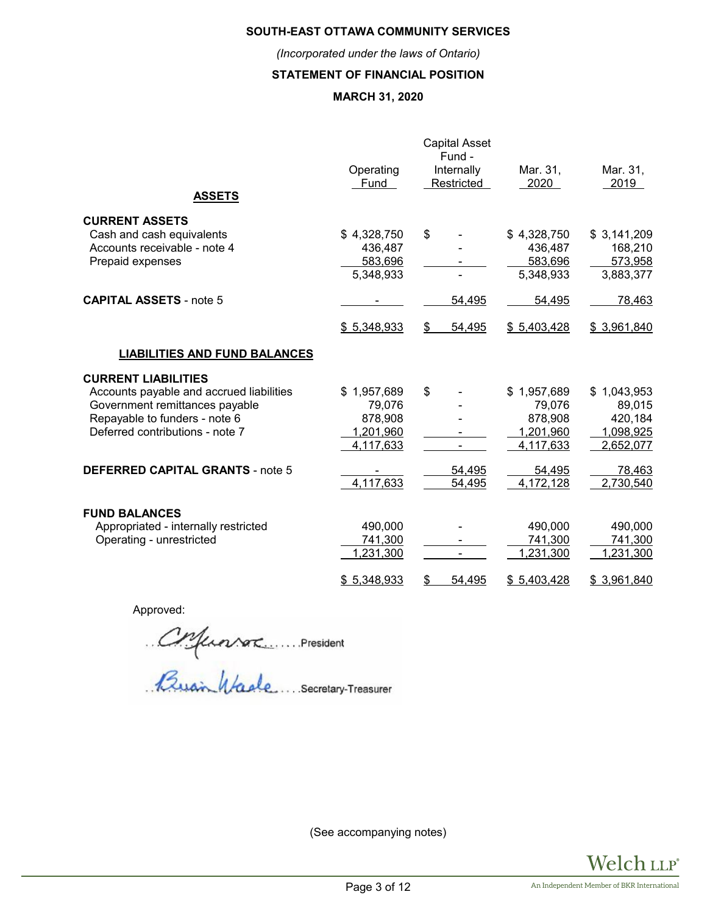**SOUTH-EAST OTTAWA COMMUNITY SERVICES**

*(Incorporated under the laws of Ontario)*

**STATEMENT OF FINANCIAL POSITION**

**MARCH 31, 2020**

| | Operating Fund | Capital Asset Fund - Internally Restricted | Mar. 31, 2020 | Mar. 31, 2019 |
|---|---|---|---|---|
| **ASSETS** | | | | |
| **CURRENT ASSETS** | | | | |
| Cash and cash equivalents | $ 4,328,750 | $ - | $ 4,328,750 | $ 3,141,209 |
| Accounts receivable - note 4 | 436,487 | - | 436,487 | 168,210 |
| Prepaid expenses | 583,696 | - | 583,696 | 573,958 |
| | 5,348,933 | - | 5,348,933 | 3,883,377 |
| **CAPITAL ASSETS** - note 5 | - | 54,495 | 54,495 | 78,463 |
| | $ 5,348,933 | $ 54,495 | $ 5,403,428 | $ 3,961,840 |
| **LIABILITIES AND FUND BALANCES** | | | | |
| **CURRENT LIABILITIES** | | | | |
| Accounts payable and accrued liabilities | $ 1,957,689 | $ - | $ 1,957,689 | $ 1,043,953 |
| Government remittances payable | 79,076 | - | 79,076 | 89,015 |
| Repayable to funders - note 6 | 878,908 | - | 878,908 | 420,184 |
| Deferred contributions - note 7 | 1,201,960 | - | 1,201,960 | 1,098,925 |
| | 4,117,633 | - | 4,117,633 | 2,652,077 |
| **DEFERRED CAPITAL GRANTS** - note 5 | - | 54,495 | 54,495 | 78,463 |
| | 4,117,633 | 54,495 | 4,172,128 | 2,730,540 |
| **FUND BALANCES** | | | | |
| Appropriated - internally restricted | 490,000 | - | 490,000 | 490,000 |
| Operating - unrestricted | 741,300 | - | 741,300 | 741,300 |
| | 1,231,300 | - | 1,231,300 | 1,231,300 |
| | $ 5,348,933 | $ 54,495 | $ 5,403,428 | $ 3,961,840 |

Approved:

.......... President

.......... Secretary-Treasurer

(See accompanying notes)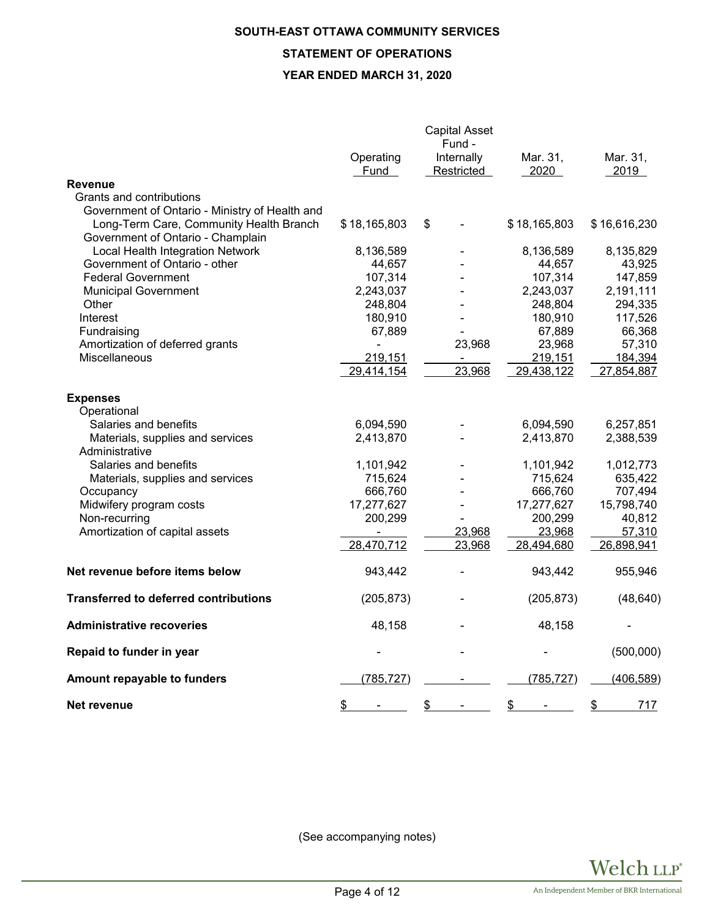**SOUTH-EAST OTTAWA COMMUNITY SERVICES**

**STATEMENT OF OPERATIONS**

**YEAR ENDED MARCH 31, 2020**

| | Operating Fund | Capital Asset Fund - Internally Restricted | Mar. 31, 2020 | Mar. 31, 2019 |
|---|---|---|---|---|
| **Revenue** | | | | |
| Grants and contributions | | | | |
| Government of Ontario - Ministry of Health and Long-Term Care, Community Health Branch | $ 18,165,803 | $ - | $ 18,165,803 | $ 16,616,230 |
| Government of Ontario - Champlain Local Health Integration Network | 8,136,589 | - | 8,136,589 | 8,135,829 |
| Government of Ontario - other | 44,657 | - | 44,657 | 43,925 |
| Federal Government | 107,314 | - | 107,314 | 147,859 |
| Municipal Government | 2,243,037 | - | 2,243,037 | 2,191,111 |
| Other | 248,804 | - | 248,804 | 294,335 |
| Interest | 180,910 | - | 180,910 | 117,526 |
| Fundraising | 67,889 | - | 67,889 | 66,368 |
| Amortization of deferred grants | - | 23,968 | 23,968 | 57,310 |
| Miscellaneous | 219,151 | - | 219,151 | 184,394 |
| | 29,414,154 | 23,968 | 29,438,122 | 27,854,887 |
| **Expenses** | | | | |
| Operational | | | | |
| Salaries and benefits | 6,094,590 | - | 6,094,590 | 6,257,851 |
| Materials, supplies and services | 2,413,870 | - | 2,413,870 | 2,388,539 |
| Administrative | | | | |
| Salaries and benefits | 1,101,942 | - | 1,101,942 | 1,012,773 |
| Materials, supplies and services | 715,624 | - | 715,624 | 635,422 |
| Occupancy | 666,760 | - | 666,760 | 707,494 |
| Midwifery program costs | 17,277,627 | - | 17,277,627 | 15,798,740 |
| Non-recurring | 200,299 | - | 200,299 | 40,812 |
| Amortization of capital assets | - | 23,968 | 23,968 | 57,310 |
| | 28,470,712 | 23,968 | 28,494,680 | 26,898,941 |
| **Net revenue before items below** | 943,442 | - | 943,442 | 955,946 |
| **Transferred to deferred contributions** | (205,873) | - | (205,873) | (48,640) |
| **Administrative recoveries** | 48,158 | - | 48,158 | - |
| **Repaid to funder in year** | - | - | - | (500,000) |
| **Amount repayable to funders** | (785,727) | - | (785,727) | (406,589) |
| **Net revenue** | $ - | $ - | $ - | $ 717 |

(See accompanying notes)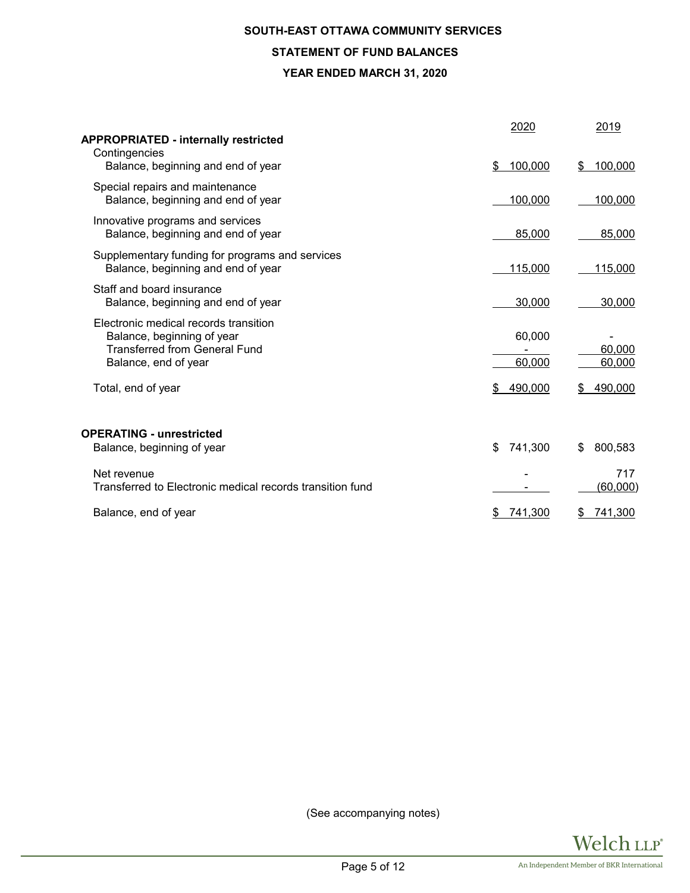# SOUTH-EAST OTTAWA COMMUNITY SERVICES

## STATEMENT OF FUND BALANCES

### YEAR ENDED MARCH 31, 2020

| | 2020 | 2019 |
|---|---|---|
| **APPROPRIATED - internally restricted** | | |
| Contingencies | | |
| Balance, beginning and end of year | $ 100,000 | $ 100,000 |
| Special repairs and maintenance | | |
| Balance, beginning and end of year | 100,000 | 100,000 |
| Innovative programs and services | | |
| Balance, beginning and end of year | 85,000 | 85,000 |
| Supplementary funding for programs and services | | |
| Balance, beginning and end of year | 115,000 | 115,000 |
| Staff and board insurance | | |
| Balance, beginning and end of year | 30,000 | 30,000 |
| Electronic medical records transition | | |
| Balance, beginning of year | 60,000 | - |
| Transferred from General Fund | - | 60,000 |
| Balance, end of year | 60,000 | 60,000 |
| Total, end of year | $ 490,000 | $ 490,000 |
| | | |
| **OPERATING - unrestricted** | | |
| Balance, beginning of year | $ 741,300 | $ 800,583 |
| Net revenue | - | 717 |
| Transferred to Electronic medical records transition fund | - | (60,000) |
| Balance, end of year | $ 741,300 | $ 741,300 |

(See accompanying notes)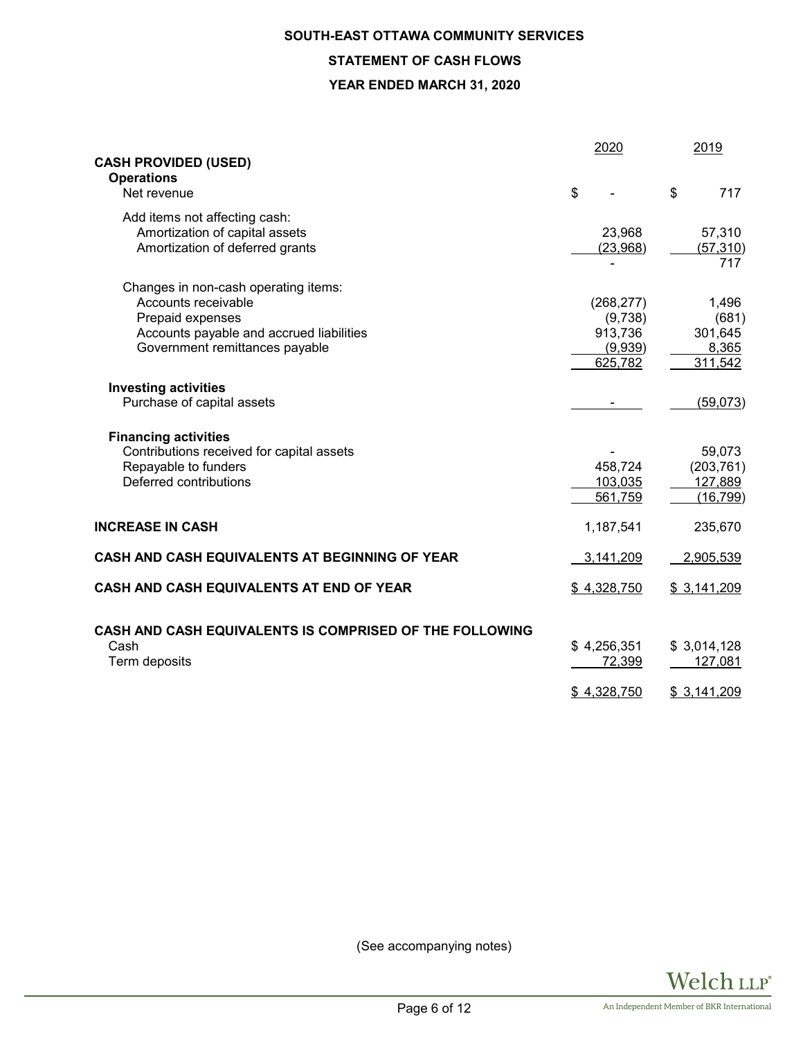# SOUTH-EAST OTTAWA COMMUNITY SERVICES

## STATEMENT OF CASH FLOWS

### YEAR ENDED MARCH 31, 2020

| | 2020 | 2019 |
|---|---|---|
| **CASH PROVIDED (USED)** | | |
| **Operations** | | |
| Net revenue | $ - | $ 717 |
| Add items not affecting cash: | | |
| Amortization of capital assets | 23,968 | 57,310 |
| Amortization of deferred grants | (23,968) | (57,310) |
| | - | 717 |
| Changes in non-cash operating items: | | |
| Accounts receivable | (268,277) | 1,496 |
| Prepaid expenses | (9,738) | (681) |
| Accounts payable and accrued liabilities | 913,736 | 301,645 |
| Government remittances payable | (9,939) | 8,365 |
| | 625,782 | 311,542 |
| **Investing activities** | | |
| Purchase of capital assets | - | (59,073) |
| **Financing activities** | | |
| Contributions received for capital assets | - | 59,073 |
| Repayable to funders | 458,724 | (203,761) |
| Deferred contributions | 103,035 | 127,889 |
| | 561,759 | (16,799) |
| **INCREASE IN CASH** | 1,187,541 | 235,670 |
| **CASH AND CASH EQUIVALENTS AT BEGINNING OF YEAR** | 3,141,209 | 2,905,539 |
| **CASH AND CASH EQUIVALENTS AT END OF YEAR** | $ 4,328,750 | $ 3,141,209 |
| **CASH AND CASH EQUIVALENTS IS COMPRISED OF THE FOLLOWING** | | |
| Cash | $ 4,256,351 | $ 3,014,128 |
| Term deposits | 72,399 | 127,081 |
| | $ 4,328,750 | $ 3,141,209 |

(See accompanying notes)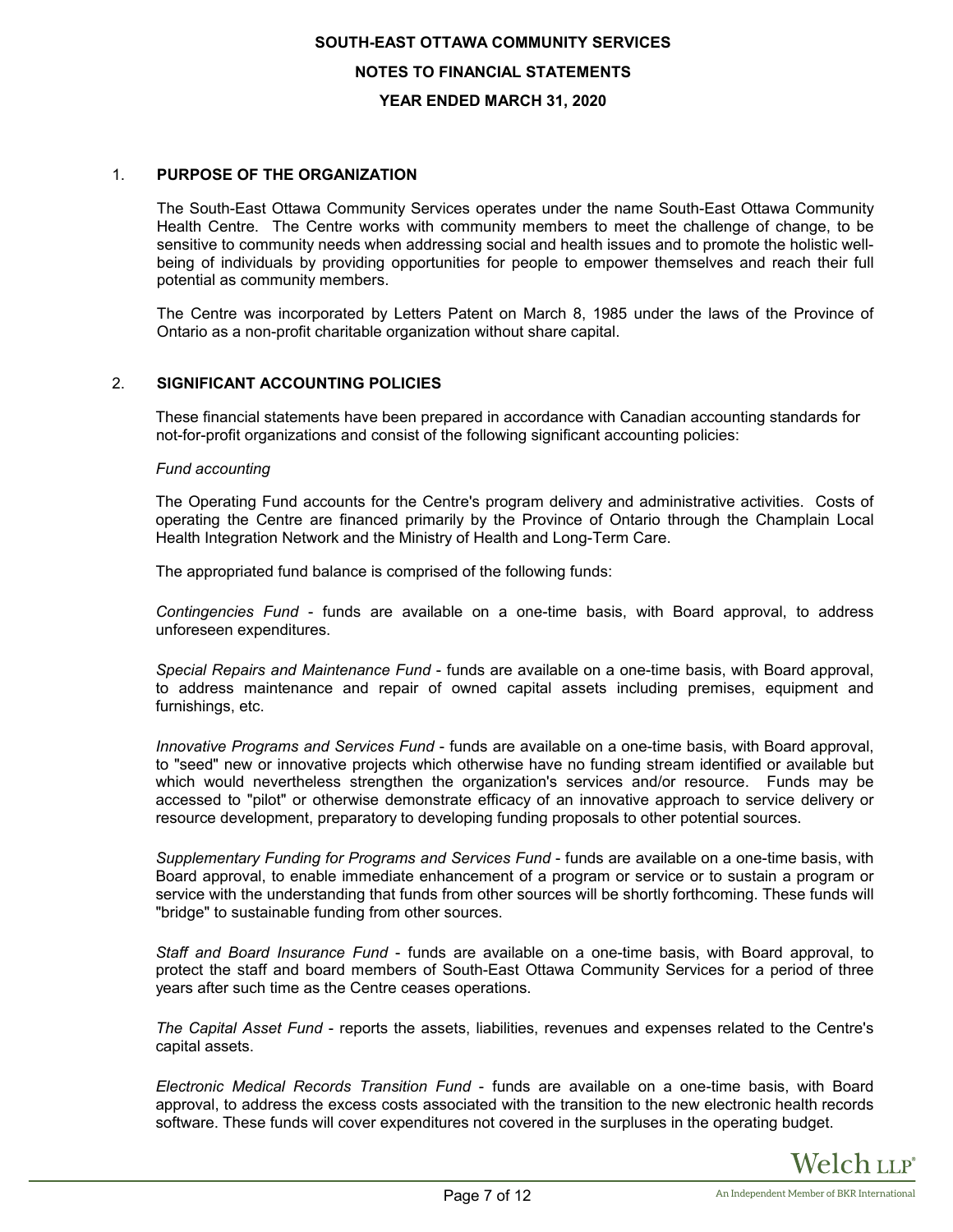## 1. PURPOSE OF THE ORGANIZATION

The South-East Ottawa Community Services operates under the name South-East Ottawa Community Health Centre. The Centre works with community members to meet the challenge of change, to be sensitive to community needs when addressing social and health issues and to promote the holistic well-being of individuals by providing opportunities for people to empower themselves and reach their full potential as community members.

The Centre was incorporated by Letters Patent on March 8, 1985 under the laws of the Province of Ontario as a non-profit charitable organization without share capital.

## 2. SIGNIFICANT ACCOUNTING POLICIES

These financial statements have been prepared in accordance with Canadian accounting standards for not-for-profit organizations and consist of the following significant accounting policies:

*Fund accounting*

The Operating Fund accounts for the Centre's program delivery and administrative activities. Costs of operating the Centre are financed primarily by the Province of Ontario through the Champlain Local Health Integration Network and the Ministry of Health and Long-Term Care.

The appropriated fund balance is comprised of the following funds:

*Contingencies Fund* - funds are available on a one-time basis, with Board approval, to address unforeseen expenditures.

*Special Repairs and Maintenance Fund* - funds are available on a one-time basis, with Board approval, to address maintenance and repair of owned capital assets including premises, equipment and furnishings, etc.

*Innovative Programs and Services Fund* - funds are available on a one-time basis, with Board approval, to "seed" new or innovative projects which otherwise have no funding stream identified or available but which would nevertheless strengthen the organization's services and/or resource. Funds may be accessed to "pilot" or otherwise demonstrate efficacy of an innovative approach to service delivery or resource development, preparatory to developing funding proposals to other potential sources.

*Supplementary Funding for Programs and Services Fund* - funds are available on a one-time basis, with Board approval, to enable immediate enhancement of a program or service or to sustain a program or service with the understanding that funds from other sources will be shortly forthcoming. These funds will "bridge" to sustainable funding from other sources.

*Staff and Board Insurance Fund* - funds are available on a one-time basis, with Board approval, to protect the staff and board members of South-East Ottawa Community Services for a period of three years after such time as the Centre ceases operations.

*The Capital Asset Fund* - reports the assets, liabilities, revenues and expenses related to the Centre's capital assets.

*Electronic Medical Records Transition Fund* - funds are available on a one-time basis, with Board approval, to address the excess costs associated with the transition to the new electronic health records software. These funds will cover expenditures not covered in the surpluses in the operating budget.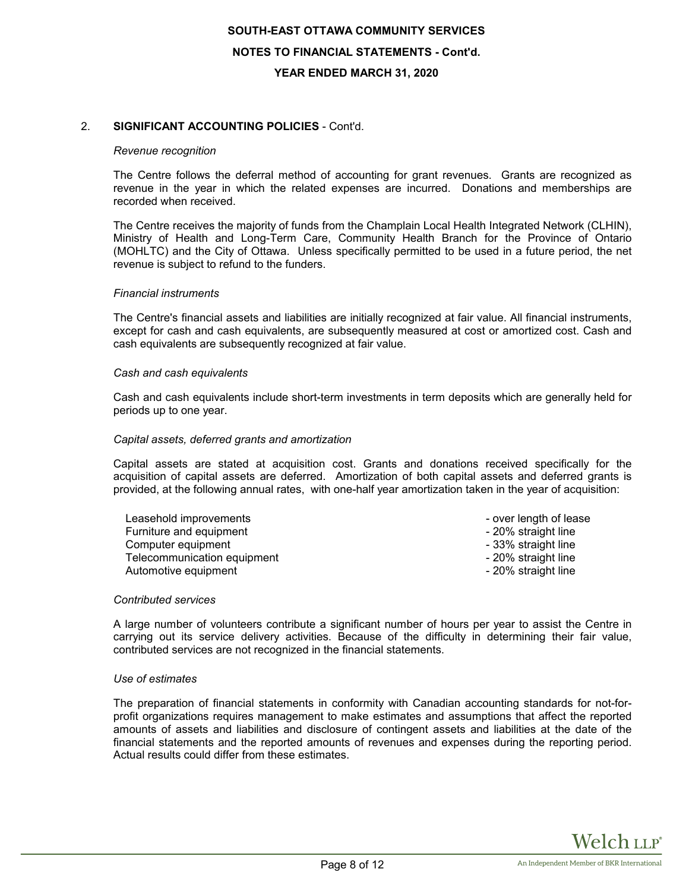## 2. SIGNIFICANT ACCOUNTING POLICIES - Cont'd.

*Revenue recognition*

The Centre follows the deferral method of accounting for grant revenues. Grants are recognized as revenue in the year in which the related expenses are incurred. Donations and memberships are recorded when received.

The Centre receives the majority of funds from the Champlain Local Health Integrated Network (CLHIN), Ministry of Health and Long-Term Care, Community Health Branch for the Province of Ontario (MOHLTC) and the City of Ottawa. Unless specifically permitted to be used in a future period, the net revenue is subject to refund to the funders.

*Financial instruments*

The Centre's financial assets and liabilities are initially recognized at fair value. All financial instruments, except for cash and cash equivalents, are subsequently measured at cost or amortized cost. Cash and cash equivalents are subsequently recognized at fair value.

*Cash and cash equivalents*

Cash and cash equivalents include short-term investments in term deposits which are generally held for periods up to one year.

*Capital assets, deferred grants and amortization*

Capital assets are stated at acquisition cost. Grants and donations received specifically for the acquisition of capital assets are deferred. Amortization of both capital assets and deferred grants is provided, at the following annual rates, with one-half year amortization taken in the year of acquisition:

| | |
|---|---|
| Leasehold improvements | - over length of lease |
| Furniture and equipment | - 20% straight line |
| Computer equipment | - 33% straight line |
| Telecommunication equipment | - 20% straight line |
| Automotive equipment | - 20% straight line |

*Contributed services*

A large number of volunteers contribute a significant number of hours per year to assist the Centre in carrying out its service delivery activities. Because of the difficulty in determining their fair value, contributed services are not recognized in the financial statements.

*Use of estimates*

The preparation of financial statements in conformity with Canadian accounting standards for not-for-profit organizations requires management to make estimates and assumptions that affect the reported amounts of assets and liabilities and disclosure of contingent assets and liabilities at the date of the financial statements and the reported amounts of revenues and expenses during the reporting period. Actual results could differ from these estimates.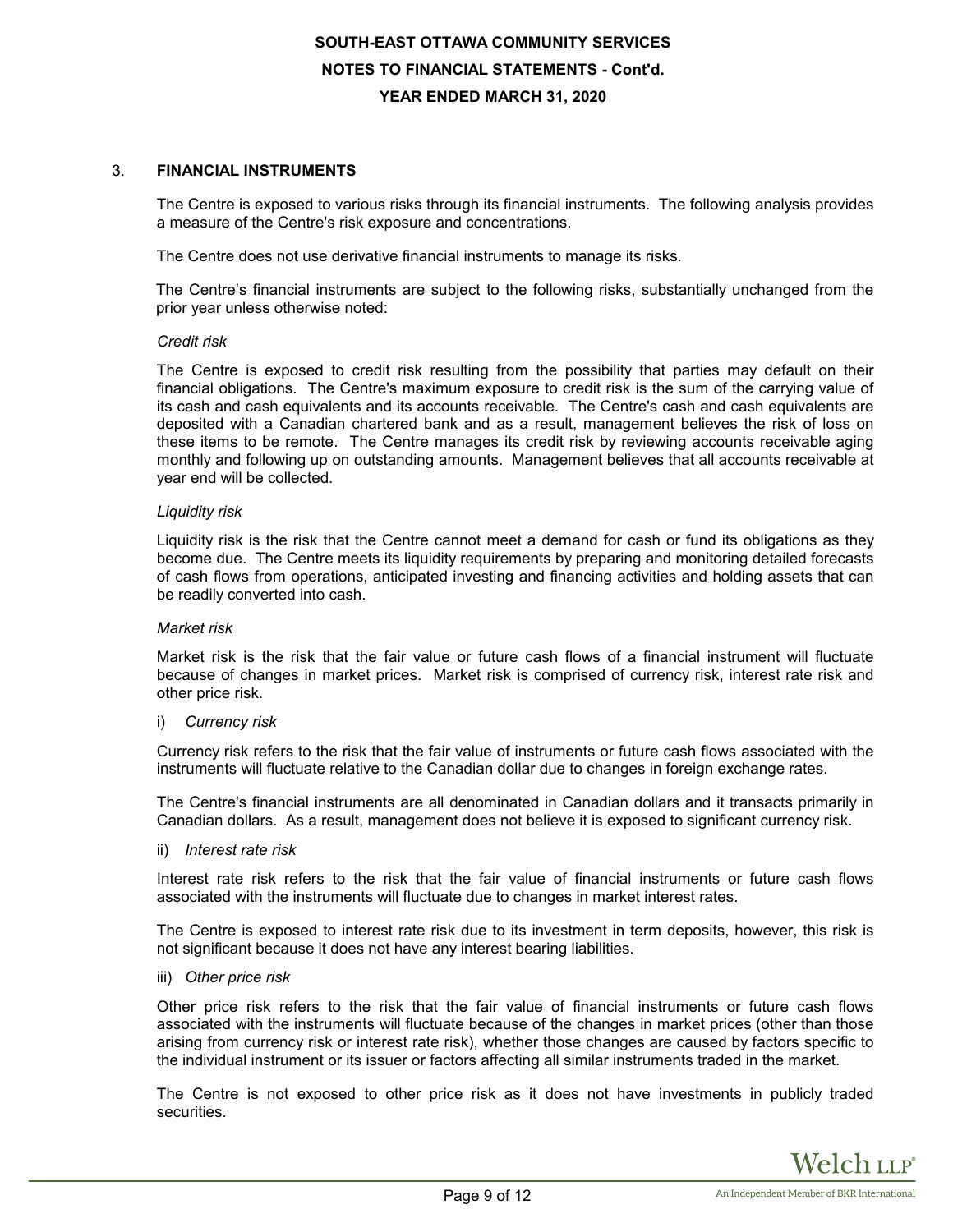## 3. FINANCIAL INSTRUMENTS

The Centre is exposed to various risks through its financial instruments. The following analysis provides a measure of the Centre's risk exposure and concentrations.

The Centre does not use derivative financial instruments to manage its risks.

The Centre's financial instruments are subject to the following risks, substantially unchanged from the prior year unless otherwise noted:

*Credit risk*

The Centre is exposed to credit risk resulting from the possibility that parties may default on their financial obligations. The Centre's maximum exposure to credit risk is the sum of the carrying value of its cash and cash equivalents and its accounts receivable. The Centre's cash and cash equivalents are deposited with a Canadian chartered bank and as a result, management believes the risk of loss on these items to be remote. The Centre manages its credit risk by reviewing accounts receivable aging monthly and following up on outstanding amounts. Management believes that all accounts receivable at year end will be collected.

*Liquidity risk*

Liquidity risk is the risk that the Centre cannot meet a demand for cash or fund its obligations as they become due. The Centre meets its liquidity requirements by preparing and monitoring detailed forecasts of cash flows from operations, anticipated investing and financing activities and holding assets that can be readily converted into cash.

*Market risk*

Market risk is the risk that the fair value or future cash flows of a financial instrument will fluctuate because of changes in market prices. Market risk is comprised of currency risk, interest rate risk and other price risk.

i) *Currency risk*

Currency risk refers to the risk that the fair value of instruments or future cash flows associated with the instruments will fluctuate relative to the Canadian dollar due to changes in foreign exchange rates.

The Centre's financial instruments are all denominated in Canadian dollars and it transacts primarily in Canadian dollars. As a result, management does not believe it is exposed to significant currency risk.

ii) *Interest rate risk*

Interest rate risk refers to the risk that the fair value of financial instruments or future cash flows associated with the instruments will fluctuate due to changes in market interest rates.

The Centre is exposed to interest rate risk due to its investment in term deposits, however, this risk is not significant because it does not have any interest bearing liabilities.

iii) *Other price risk*

Other price risk refers to the risk that the fair value of financial instruments or future cash flows associated with the instruments will fluctuate because of the changes in market prices (other than those arising from currency risk or interest rate risk), whether those changes are caused by factors specific to the individual instrument or its issuer or factors affecting all similar instruments traded in the market.

The Centre is not exposed to other price risk as it does not have investments in publicly traded securities.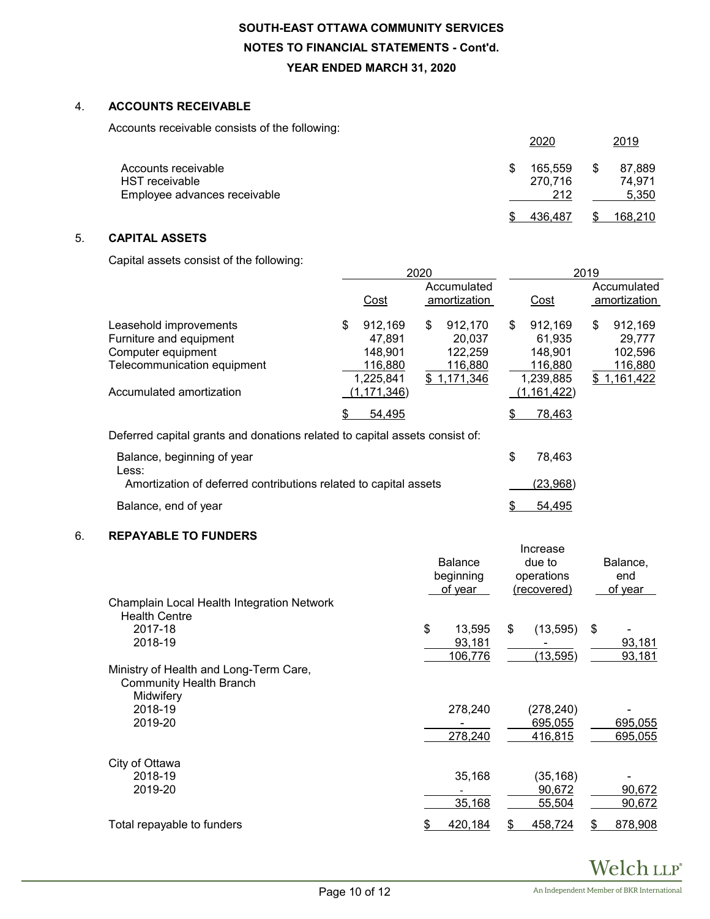## SOUTH-EAST OTTAWA COMMUNITY SERVICES

## NOTES TO FINANCIAL STATEMENTS - Cont'd.

## YEAR ENDED MARCH 31, 2020

### 4. ACCOUNTS RECEIVABLE

Accounts receivable consists of the following:

| | 2020 | 2019 |
|---|---|---|
| Accounts receivable | $ 165,559 | $ 87,889 |
| HST receivable | 270,716 | 74,971 |
| Employee advances receivable | 212 | 5,350 |
| | $ 436,487 | $ 168,210 |

### 5. CAPITAL ASSETS

Capital assets consist of the following:

| | 2020 | | 2019 | |
|---|---|---|---|---|
| | Cost | Accumulated amortization | Cost | Accumulated amortization |
| Leasehold improvements | $ 912,169 | $ 912,170 | $ 912,169 | $ 912,169 |
| Furniture and equipment | 47,891 | 20,037 | 61,935 | 29,777 |
| Computer equipment | 148,901 | 122,259 | 148,901 | 102,596 |
| Telecommunication equipment | 116,880 | 116,880 | 116,880 | 116,880 |
| | 1,225,841 | $ 1,171,346 | 1,239,885 | $ 1,161,422 |
| Accumulated amortization | (1,171,346) | | (1,161,422) | |
| | $ 54,495 | | $ 78,463 | |

Deferred capital grants and donations related to capital assets consist of:

| | |
|---|---|
| Balance, beginning of year | $ 78,463 |
| Less: | |
| Amortization of deferred contributions related to capital assets | (23,968) |
| Balance, end of year | $ 54,495 |

### 6. REPAYABLE TO FUNDERS

| | Balance beginning of year | Increase due to operations (recovered) | Balance, end of year |
|---|---|---|---|
| Champlain Local Health Integration Network | | | |
| Health Centre | | | |
| 2017-18 | $ 13,595 | $ (13,595) | $ - |
| 2018-19 | 93,181 | - | 93,181 |
| | 106,776 | (13,595) | 93,181 |
| Ministry of Health and Long-Term Care, Community Health Branch | | | |
| Midwifery | | | |
| 2018-19 | 278,240 | (278,240) | - |
| 2019-20 | - | 695,055 | 695,055 |
| | 278,240 | 416,815 | 695,055 |
| City of Ottawa | | | |
| 2018-19 | 35,168 | (35,168) | - |
| 2019-20 | - | 90,672 | 90,672 |
| | 35,168 | 55,504 | 90,672 |
| Total repayable to funders | $ 420,184 | $ 458,724 | $ 878,908 |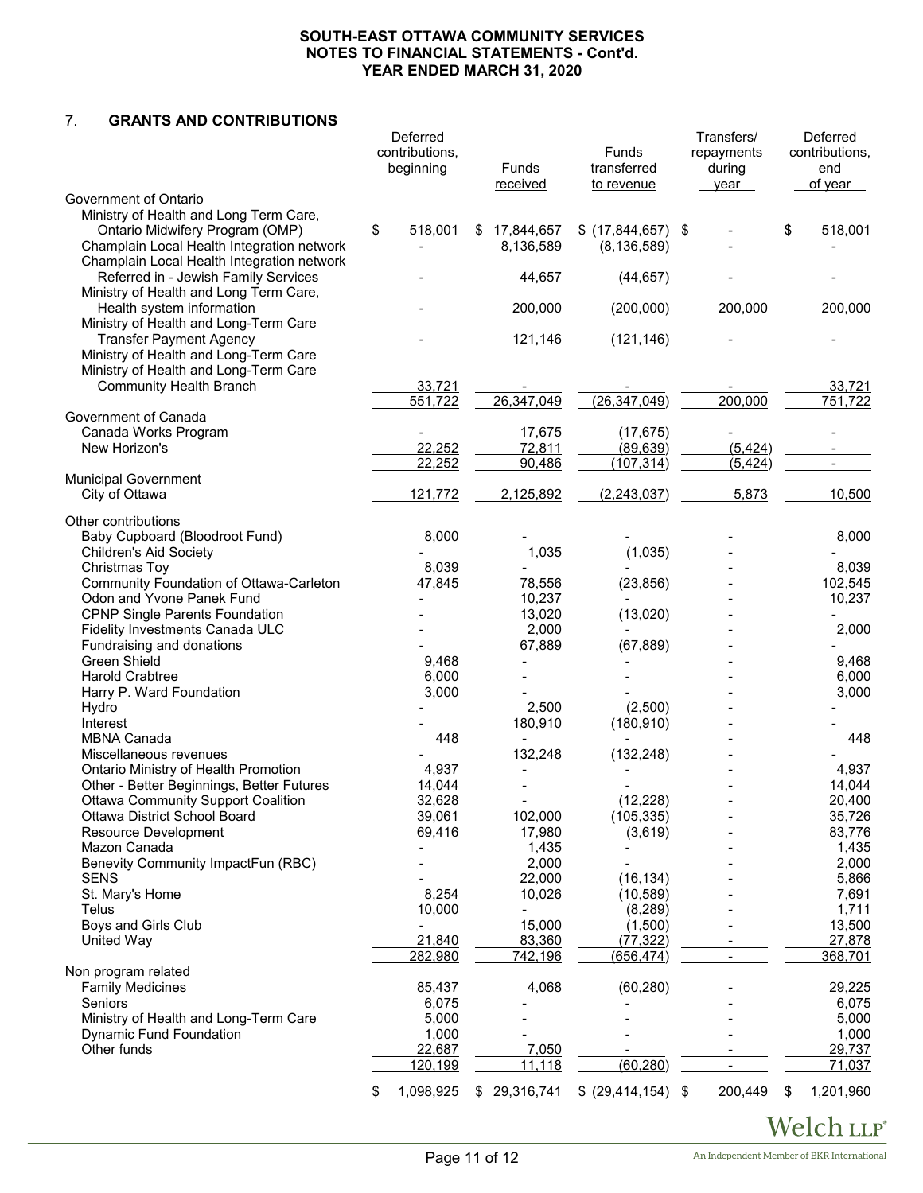## 7. GRANTS AND CONTRIBUTIONS

| | Deferred contributions, beginning | Funds received | Funds transferred to revenue | Transfers/ repayments during year | Deferred contributions, end of year |
|---|---|---|---|---|---|
| **Government of Ontario** | | | | | |
| Ministry of Health and Long Term Care, Ontario Midwifery Program (OMP) | $ 518,001 | $ 17,844,657 | $ (17,844,657) | $ - | $ 518,001 |
| Champlain Local Health Integration network | - | 8,136,589 | (8,136,589) | - | - |
| Champlain Local Health Integration network Referred in - Jewish Family Services | - | 44,657 | (44,657) | - | - |
| Ministry of Health and Long Term Care, Health system information | - | 200,000 | (200,000) | 200,000 | 200,000 |
| Ministry of Health and Long-Term Care Transfer Payment Agency | - | 121,146 | (121,146) | - | - |
| Ministry of Health and Long-Term Care | | | | | |
| Ministry of Health and Long-Term Care Community Health Branch | 33,721 | - | - | - | 33,721 |
| | 551,722 | 26,347,049 | (26,347,049) | 200,000 | 751,722 |
| **Government of Canada** | | | | | |
| Canada Works Program | - | 17,675 | (17,675) | - | - |
| New Horizon's | 22,252 | 72,811 | (89,639) | (5,424) | - |
| | 22,252 | 90,486 | (107,314) | (5,424) | - |
| **Municipal Government** | | | | | |
| City of Ottawa | 121,772 | 2,125,892 | (2,243,037) | 5,873 | 10,500 |
| **Other contributions** | | | | | |
| Baby Cupboard (Bloodroot Fund) | 8,000 | - | - | - | 8,000 |
| Children's Aid Society | - | 1,035 | (1,035) | - | - |
| Christmas Toy | 8,039 | - | - | - | 8,039 |
| Community Foundation of Ottawa-Carleton | 47,845 | 78,556 | (23,856) | - | 102,545 |
| Odon and Yvone Panek Fund | - | 10,237 | - | - | 10,237 |
| CPNP Single Parents Foundation | - | 13,020 | (13,020) | - | - |
| Fidelity Investments Canada ULC | - | 2,000 | - | - | 2,000 |
| Fundraising and donations | - | 67,889 | (67,889) | - | - |
| Green Shield | 9,468 | - | - | - | 9,468 |
| Harold Crabtree | 6,000 | - | - | - | 6,000 |
| Harry P. Ward Foundation | 3,000 | - | - | - | 3,000 |
| Hydro | - | 2,500 | (2,500) | - | - |
| Interest | - | 180,910 | (180,910) | - | - |
| MBNA Canada | 448 | - | - | - | 448 |
| Miscellaneous revenues | - | 132,248 | (132,248) | - | - |
| Ontario Ministry of Health Promotion | 4,937 | - | - | - | 4,937 |
| Other - Better Beginnings, Better Futures | 14,044 | - | - | - | 14,044 |
| Ottawa Community Support Coalition | 32,628 | - | (12,228) | - | 20,400 |
| Ottawa District School Board | 39,061 | 102,000 | (105,335) | - | 35,726 |
| Resource Development | 69,416 | 17,980 | (3,619) | - | 83,776 |
| Mazon Canada | - | 1,435 | - | - | 1,435 |
| Benevity Community ImpactFun (RBC) | - | 2,000 | - | - | 2,000 |
| SENS | - | 22,000 | (16,134) | - | 5,866 |
| St. Mary's Home | 8,254 | 10,026 | (10,589) | - | 7,691 |
| Telus | 10,000 | - | (8,289) | - | 1,711 |
| Boys and Girls Club | - | 15,000 | (1,500) | - | 13,500 |
| United Way | 21,840 | 83,360 | (77,322) | - | 27,878 |
| | 282,980 | 742,196 | (656,474) | - | 368,701 |
| **Non program related** | | | | | |
| Family Medicines | 85,437 | 4,068 | (60,280) | - | 29,225 |
| Seniors | 6,075 | - | - | - | 6,075 |
| Ministry of Health and Long-Term Care | 5,000 | - | - | - | 5,000 |
| Dynamic Fund Foundation | 1,000 | - | - | - | 1,000 |
| Other funds | 22,687 | 7,050 | - | - | 29,737 |
| | 120,199 | 11,118 | (60,280) | - | 71,037 |
| | $ 1,098,925 | $ 29,316,741 | $ (29,414,154) | $ 200,449 | $ 1,201,960 |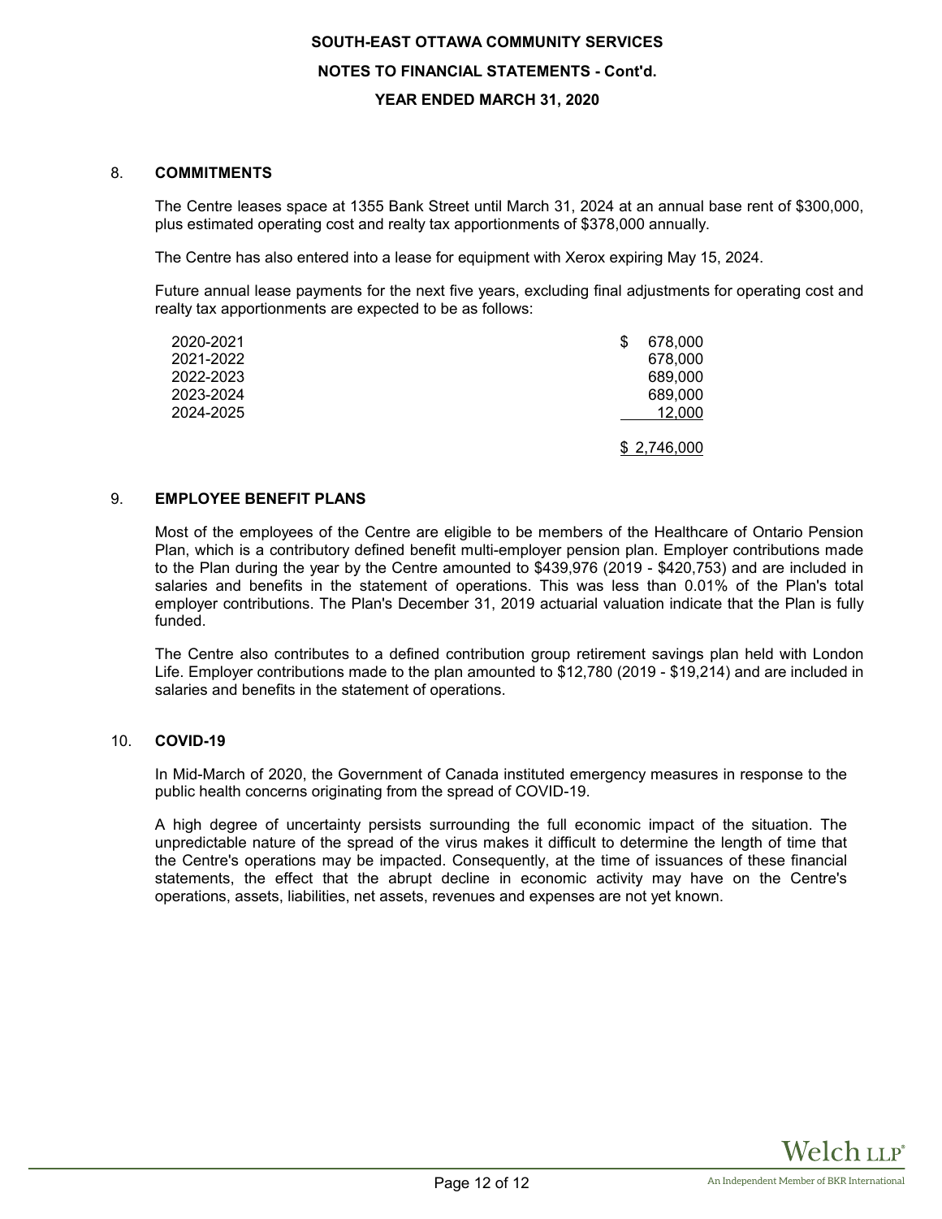# SOUTH-EAST OTTAWA COMMUNITY SERVICES

## NOTES TO FINANCIAL STATEMENTS - Cont'd.

## YEAR ENDED MARCH 31, 2020

### 8. COMMITMENTS

The Centre leases space at 1355 Bank Street until March 31, 2024 at an annual base rent of $300,000, plus estimated operating cost and realty tax apportionments of $378,000 annually.

The Centre has also entered into a lease for equipment with Xerox expiring May 15, 2024.

Future annual lease payments for the next five years, excluding final adjustments for operating cost and realty tax apportionments are expected to be as follows:

| | |
|---|---|
| 2020-2021 | $ 678,000 |
| 2021-2022 | 678,000 |
| 2022-2023 | 689,000 |
| 2023-2024 | 689,000 |
| 2024-2025 | 12,000 |
| | $ 2,746,000 |

### 9. EMPLOYEE BENEFIT PLANS

Most of the employees of the Centre are eligible to be members of the Healthcare of Ontario Pension Plan, which is a contributory defined benefit multi-employer pension plan. Employer contributions made to the Plan during the year by the Centre amounted to $439,976 (2019 - $420,753) and are included in salaries and benefits in the statement of operations. This was less than 0.01% of the Plan's total employer contributions. The Plan's December 31, 2019 actuarial valuation indicate that the Plan is fully funded.

The Centre also contributes to a defined contribution group retirement savings plan held with London Life. Employer contributions made to the plan amounted to $12,780 (2019 - $19,214) and are included in salaries and benefits in the statement of operations.

### 10. COVID-19

In Mid-March of 2020, the Government of Canada instituted emergency measures in response to the public health concerns originating from the spread of COVID-19.

A high degree of uncertainty persists surrounding the full economic impact of the situation. The unpredictable nature of the spread of the virus makes it difficult to determine the length of time that the Centre's operations may be impacted. Consequently, at the time of issuances of these financial statements, the effect that the abrupt decline in economic activity may have on the Centre's operations, assets, liabilities, net assets, revenues and expenses are not yet known.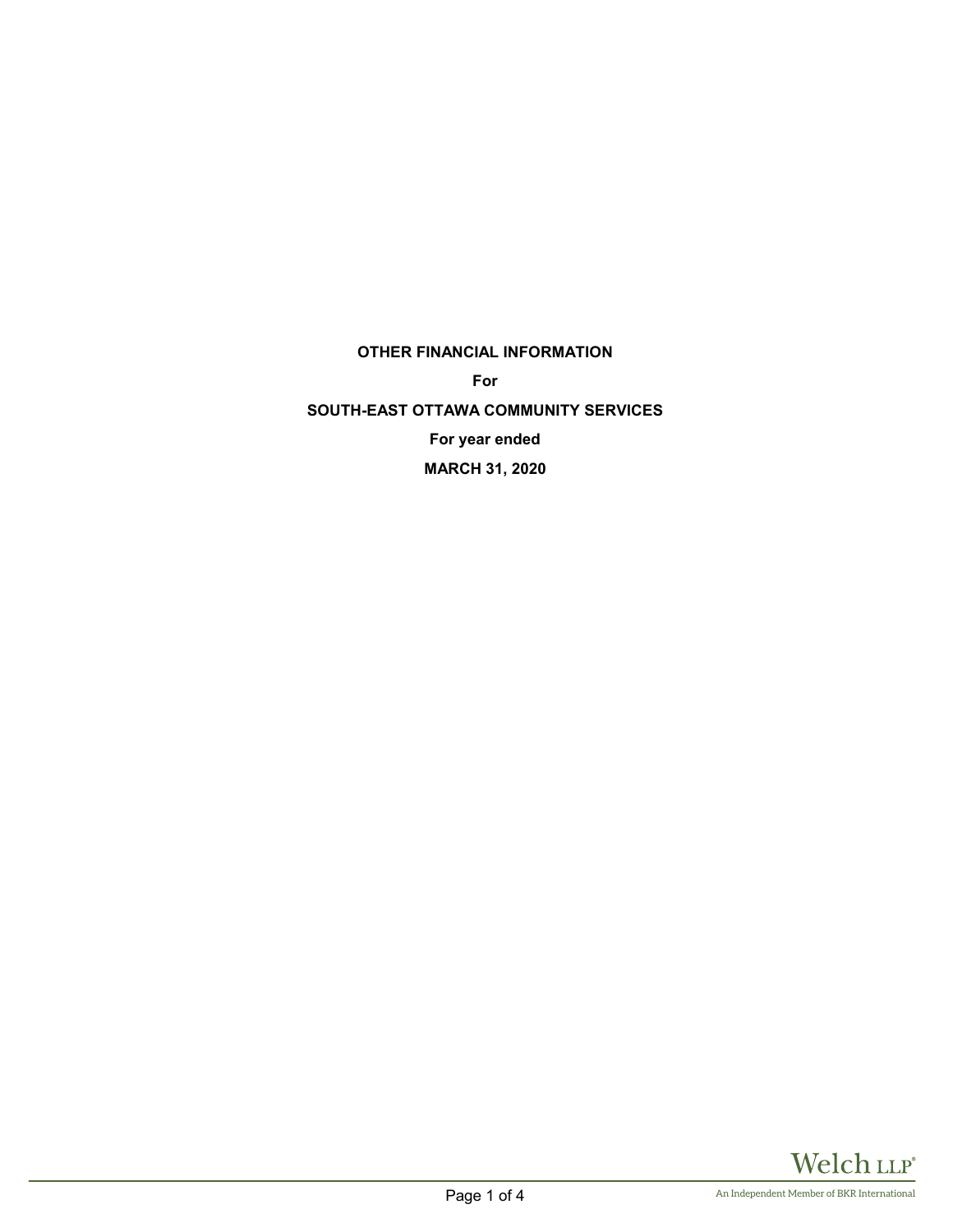**OTHER FINANCIAL INFORMATION**

**For**

**SOUTH-EAST OTTAWA COMMUNITY SERVICES**

**For year ended**

**MARCH 31, 2020**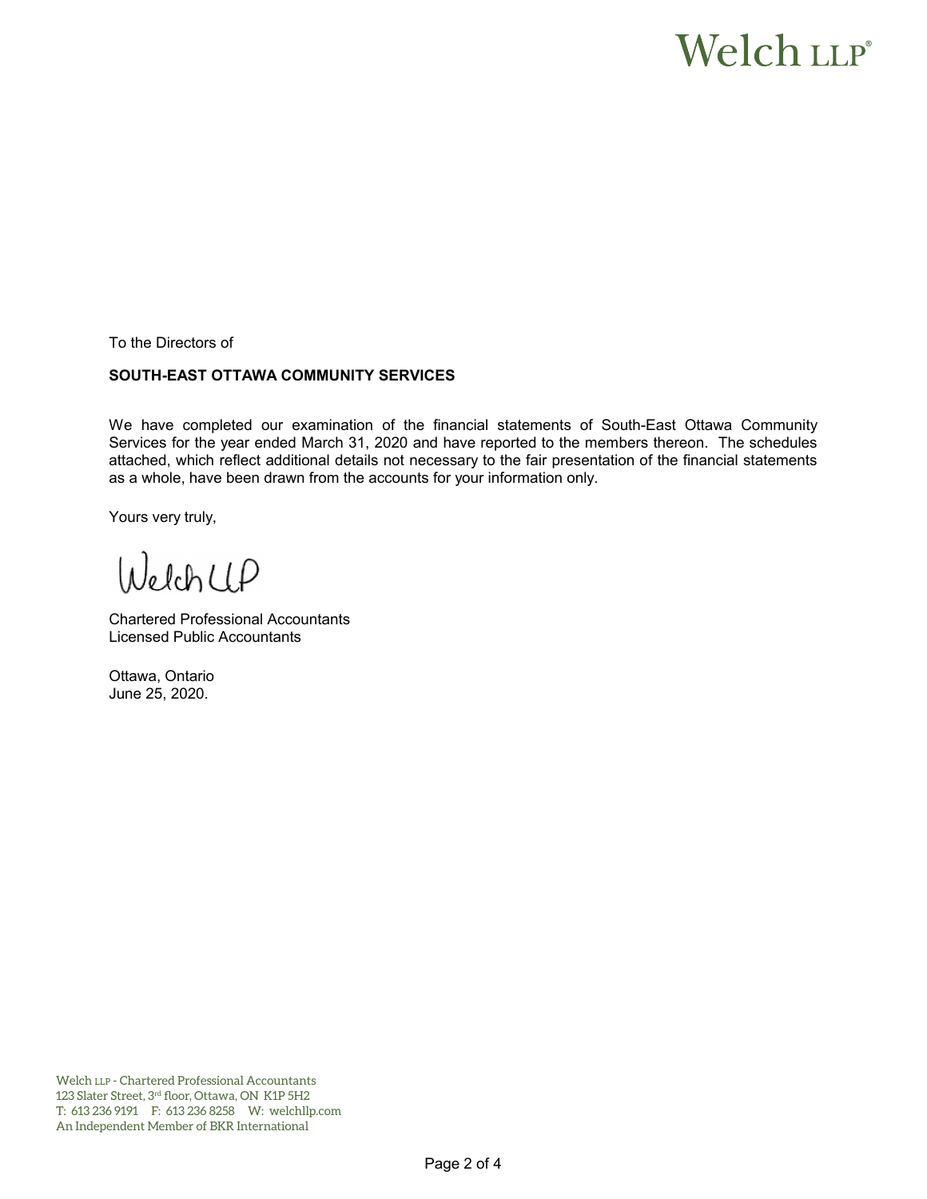Welch LLP®

To the Directors of

**SOUTH-EAST OTTAWA COMMUNITY SERVICES**

We have completed our examination of the financial statements of South-East Ottawa Community Services for the year ended March 31, 2020 and have reported to the members thereon. The schedules attached, which reflect additional details not necessary to the fair presentation of the financial statements as a whole, have been drawn from the accounts for your information only.

Yours very truly,

Welch LLP

Chartered Professional Accountants
Licensed Public Accountants

Ottawa, Ontario
June 25, 2020.

Welch LLP - Chartered Professional Accountants
123 Slater Street, 3rd floor, Ottawa, ON K1P 5H2
T: 613 236 9191 F: 613 236 8258 W: welchllp.com
An Independent Member of BKR International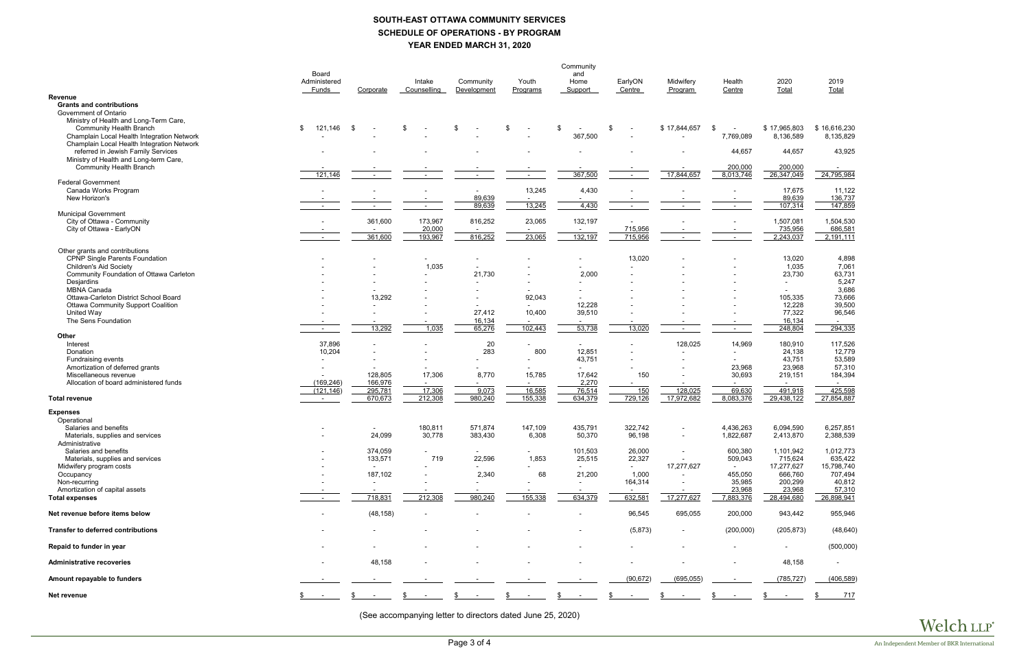# SOUTH-EAST OTTAWA COMMUNITY SERVICES

## SCHEDULE OF OPERATIONS - BY PROGRAM

### YEAR ENDED MARCH 31, 2020

| | Board Administered Funds | Corporate | Intake Counselling | Community Development | Youth Programs | Community and Home Support | EarlyON Centre | Midwifery Program | Health Centre | 2020 Total | 2019 Total |
|---|---|---|---|---|---|---|---|---|---|---|---|
| **Revenue** | | | | | | | | | | | |
| **Grants and contributions** | | | | | | | | | | | |
| Government of Ontario | | | | | | | | | | | |
| Ministry of Health and Long-Term Care, Community Health Branch | $ 121,146 | $ - | $ - | $ - | $ - | $ - | $ - | $ 17,844,657 | $ - | $ 17,965,803 | $ 16,616,230 |
| Champlain Local Health Integration Network | - | - | - | - | - | 367,500 | - | - | 7,769,089 | 8,136,589 | 8,135,829 |
| Champlain Local Health Integration Network referred in Jewish Family Services | - | - | - | - | - | - | - | - | 44,657 | 44,657 | 43,925 |
| Ministry of Health and Long-term Care, Community Health Branch | - | - | - | - | - | - | - | - | 200,000 | 200,000 | - |
| | 121,146 | - | - | - | - | 367,500 | - | 17,844,657 | 8,013,746 | 26,347,049 | 24,795,984 |
| Federal Government | | | | | | | | | | | |
| Canada Works Program | - | - | - | - | 13,245 | 4,430 | - | - | - | 17,675 | 11,122 |
| New Horizon's | - | - | - | 89,639 | - | - | - | - | - | 89,639 | 136,737 |
| | - | - | - | 89,639 | 13,245 | 4,430 | - | - | - | 107,314 | 147,859 |
| Municipal Government | | | | | | | | | | | |
| City of Ottawa - Community | - | 361,600 | 173,967 | 816,252 | 23,065 | 132,197 | - | - | - | 1,507,081 | 1,504,530 |
| City of Ottawa - EarlyON | - | - | 20,000 | - | - | - | 715,956 | - | - | 735,956 | 686,581 |
| | - | 361,600 | 193,967 | 816,252 | 23,065 | 132,197 | 715,956 | - | - | 2,243,037 | 2,191,111 |
| Other grants and contributions | | | | | | | | | | | |
| CPNP Single Parents Foundation | - | - | - | - | - | - | 13,020 | - | - | 13,020 | 4,898 |
| Children's Aid Society | - | - | 1,035 | - | - | - | - | - | - | 1,035 | 7,061 |
| Community Foundation of Ottawa Carleton | - | - | - | 21,730 | - | 2,000 | - | - | - | 23,730 | 63,731 |
| Desjardins | - | - | - | - | - | - | - | - | - | - | 5,247 |
| MBNA Canada | - | - | - | - | - | - | - | - | - | - | 3,686 |
| Ottawa-Carleton District School Board | - | 13,292 | - | - | 92,043 | - | - | - | - | 105,335 | 73,666 |
| Ottawa Community Support Coalition | - | - | - | - | - | 12,228 | - | - | - | 12,228 | 39,500 |
| United Way | - | - | - | 27,412 | 10,400 | 39,510 | - | - | - | 77,322 | 96,546 |
| The Sens Foundation | - | - | - | 16,134 | - | - | - | - | - | 16,134 | - |
| | - | 13,292 | 1,035 | 65,276 | 102,443 | 53,738 | 13,020 | - | - | 248,804 | 294,335 |
| **Other** | | | | | | | | | | | |
| Interest | 37,896 | - | - | 20 | - | - | - | 128,025 | 14,969 | 180,910 | 117,526 |
| Donation | 10,204 | - | - | 283 | 800 | 12,851 | - | - | - | 24,138 | 12,779 |
| Fundraising events | - | - | - | - | - | 43,751 | - | - | - | 43,751 | 53,589 |
| Amortization of deferred grants | - | - | - | - | - | - | - | - | 23,968 | 23,968 | 57,310 |
| Miscellaneous revenue | - | 128,805 | 17,306 | 8,770 | 15,785 | 17,642 | 150 | - | 30,693 | 219,151 | 184,394 |
| Allocation of board administered funds | (169,246) | 166,976 | - | - | - | 2,270 | - | - | - | - | - |
| | (121,146) | 295,781 | 17,306 | 9,073 | 16,585 | 76,514 | 150 | 128,025 | 69,630 | 491,918 | 425,598 |
| **Total revenue** | - | 670,673 | 212,308 | 980,240 | 155,338 | 634,379 | 729,126 | 17,972,682 | 8,083,376 | 29,438,122 | 27,854,887 |
| **Expenses** | | | | | | | | | | | |
| Operational | | | | | | | | | | | |
| Salaries and benefits | - | - | 180,811 | 571,874 | 147,109 | 435,791 | 322,742 | - | 4,436,263 | 6,094,590 | 6,257,851 |
| Materials, supplies and services | - | 24,099 | 30,778 | 383,430 | 6,308 | 50,370 | 96,198 | - | 1,822,687 | 2,413,870 | 2,388,539 |
| Administrative | | | | | | | | | | | |
| Salaries and benefits | - | 374,059 | - | - | - | 101,503 | 26,000 | - | 600,380 | 1,101,942 | 1,012,773 |
| Materials, supplies and services | - | 133,571 | 719 | 22,596 | 1,853 | 25,515 | 22,327 | - | 509,043 | 715,624 | 635,422 |
| Midwifery program costs | - | - | - | - | - | - | - | 17,277,627 | - | 17,277,627 | 15,798,740 |
| Occupancy | - | 187,102 | - | 2,340 | 68 | 21,200 | 1,000 | - | 455,050 | 666,760 | 707,494 |
| Non-recurring | - | - | - | - | - | - | 164,314 | - | 35,985 | 200,299 | 40,812 |
| Amortization of capital assets | - | - | - | - | - | - | - | - | 23,968 | 23,968 | 57,310 |
| **Total expenses** | - | 718,831 | 212,308 | 980,240 | 155,338 | 634,379 | 632,581 | 17,277,627 | 7,883,376 | 28,494,680 | 26,898,941 |
| **Net revenue before items below** | - | (48,158) | - | - | - | - | 96,545 | 695,055 | 200,000 | 943,442 | 955,946 |
| **Transfer to deferred contributions** | - | - | - | - | - | - | (5,873) | - | (200,000) | (205,873) | (48,640) |
| **Repaid to funder in year** | - | - | - | - | - | - | - | - | - | - | (500,000) |
| **Administrative recoveries** | - | 48,158 | - | - | - | - | - | - | - | 48,158 | - |
| **Amount repayable to funders** | - | - | - | - | - | - | (90,672) | (695,055) | - | (785,727) | (406,589) |
| **Net revenue** | $ - | $ - | $ - | $ - | $ - | $ - | $ - | $ - | $ - | $ - | $ 717 |

(See accompanying letter to directors dated June 25, 2020)

Welch LLP
An Independent Member of BKR International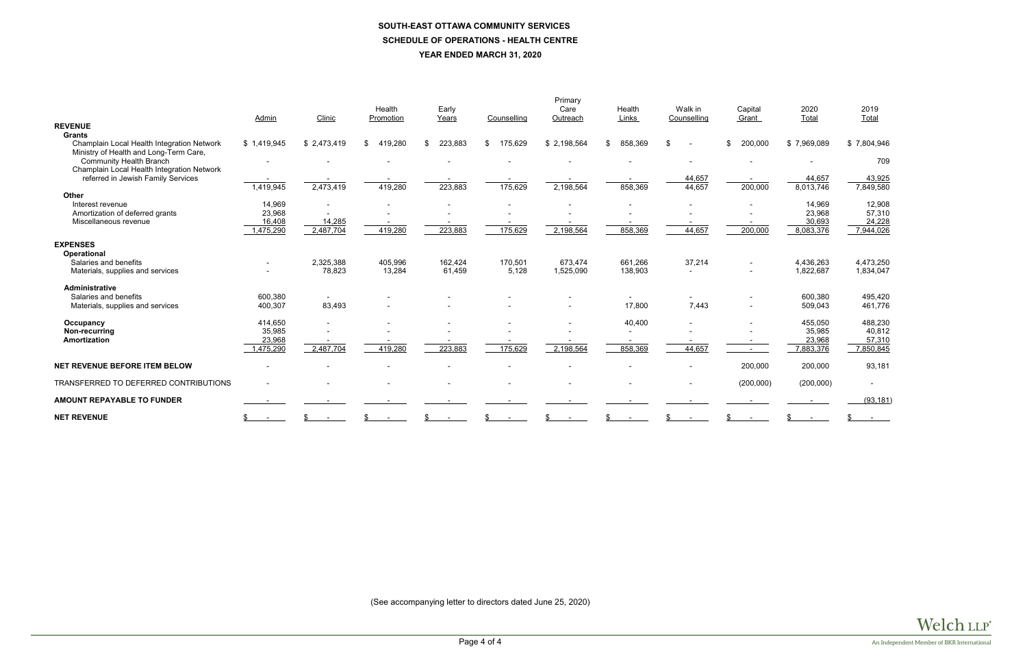# SOUTH-EAST OTTAWA COMMUNITY SERVICES

## SCHEDULE OF OPERATIONS - HEALTH CENTRE

### YEAR ENDED MARCH 31, 2020

| | Admin | Clinic | Health Promotion | Early Years | Counselling | Primary Care Outreach | Health Links | Walk in Counselling | Capital Grant | 2020 Total | 2019 Total |
|---|---|---|---|---|---|---|---|---|---|---|---|
| **REVENUE** | | | | | | | | | | | |
| **Grants** | | | | | | | | | | | |
| Champlain Local Health Integration Network | $ 1,419,945 | $ 2,473,419 | $ 419,280 | $ 223,883 | $ 175,629 | $ 2,198,564 | $ 858,369 | $ - | $ 200,000 | $ 7,969,089 | $ 7,804,946 |
| Ministry of Health and Long-Term Care, Community Health Branch | - | - | - | - | - | - | - | - | - | - | 709 |
| Champlain Local Health Integration Network referred in Jewish Family Services | - | - | - | - | - | - | - | 44,657 | - | 44,657 | 43,925 |
| | 1,419,945 | 2,473,419 | 419,280 | 223,883 | 175,629 | 2,198,564 | 858,369 | 44,657 | 200,000 | 8,013,746 | 7,849,580 |
| **Other** | | | | | | | | | | | |
| Interest revenue | 14,969 | - | - | - | - | - | - | - | - | 14,969 | 12,908 |
| Amortization of deferred grants | 23,968 | - | - | - | - | - | - | - | - | 23,968 | 57,310 |
| Miscellaneous revenue | 16,408 | 14,285 | - | - | - | - | - | - | - | 30,693 | 24,228 |
| | 1,475,290 | 2,487,704 | 419,280 | 223,883 | 175,629 | 2,198,564 | 858,369 | 44,657 | 200,000 | 8,083,376 | 7,944,026 |
| **EXPENSES** | | | | | | | | | | | |
| **Operational** | | | | | | | | | | | |
| Salaries and benefits | - | 2,325,388 | 405,996 | 162,424 | 170,501 | 673,474 | 661,266 | 37,214 | - | 4,436,263 | 4,473,250 |
| Materials, supplies and services | - | 78,823 | 13,284 | 61,459 | 5,128 | 1,525,090 | 138,903 | - | - | 1,822,687 | 1,834,047 |
| **Administrative** | | | | | | | | | | | |
| Salaries and benefits | 600,380 | - | - | - | - | - | - | - | - | 600,380 | 495,420 |
| Materials, supplies and services | 400,307 | 83,493 | - | - | - | - | 17,800 | 7,443 | - | 509,043 | 461,776 |
| **Occupancy** | 414,650 | - | - | - | - | - | 40,400 | - | - | 455,050 | 488,230 |
| **Non-recurring** | 35,985 | - | - | - | - | - | - | - | - | 35,985 | 40,812 |
| **Amortization** | 23,968 | - | - | - | - | - | - | - | - | 23,968 | 57,310 |
| | 1,475,290 | 2,487,704 | 419,280 | 223,883 | 175,629 | 2,198,564 | 858,369 | 44,657 | - | 7,883,376 | 7,850,845 |
| **NET REVENUE BEFORE ITEM BELOW** | - | - | - | - | - | - | - | - | 200,000 | 200,000 | 93,181 |
| TRANSFERRED TO DEFERRED CONTRIBUTIONS | - | - | - | - | - | - | - | - | (200,000) | (200,000) | - |
| **AMOUNT REPAYABLE TO FUNDER** | - | - | - | - | - | - | - | - | - | - | (93,181) |
| **NET REVENUE** | $ - | $ - | $ - | $ - | $ - | $ - | $ - | $ - | $ - | $ - | $ - |

(See accompanying letter to directors dated June 25, 2020)